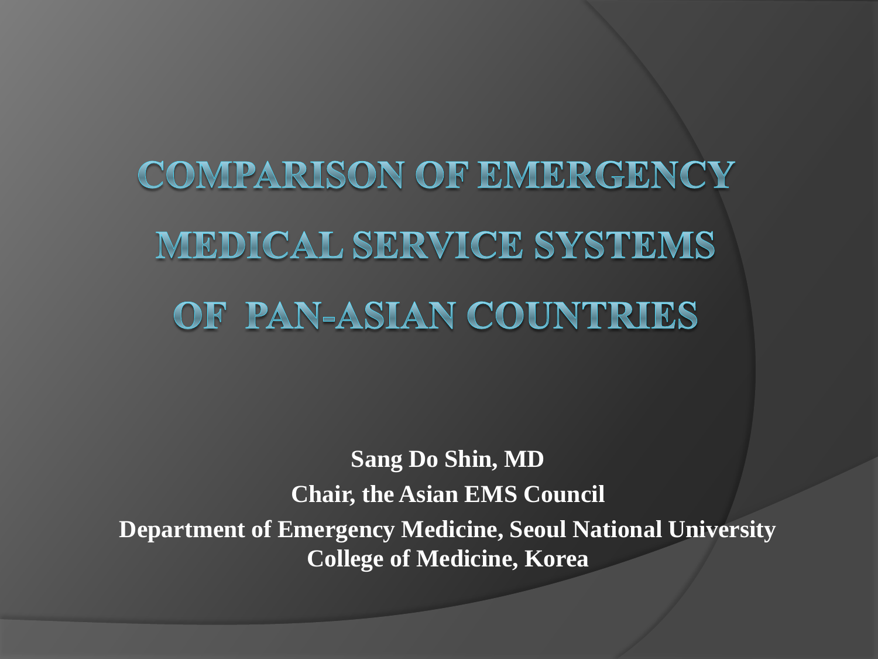# Comparison of Emergency Medical Service Systems of Pan-Asian Countries

**Sang Do Shin, MD**

**Chair, the Asian EMS Council**

**Department of Emergency Medicine, Seoul National University College of Medicine, Korea**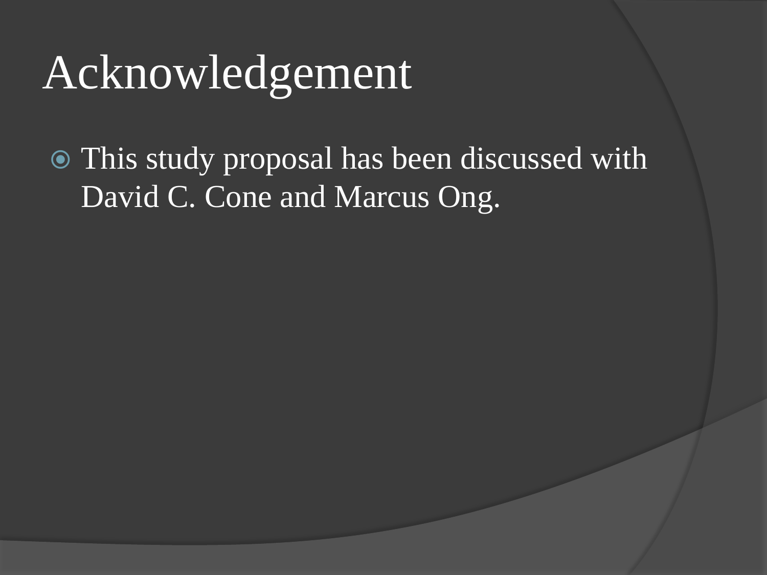# Acknowledgement

- This study proposal has been discussed with David C. Cone and Marcus Ong.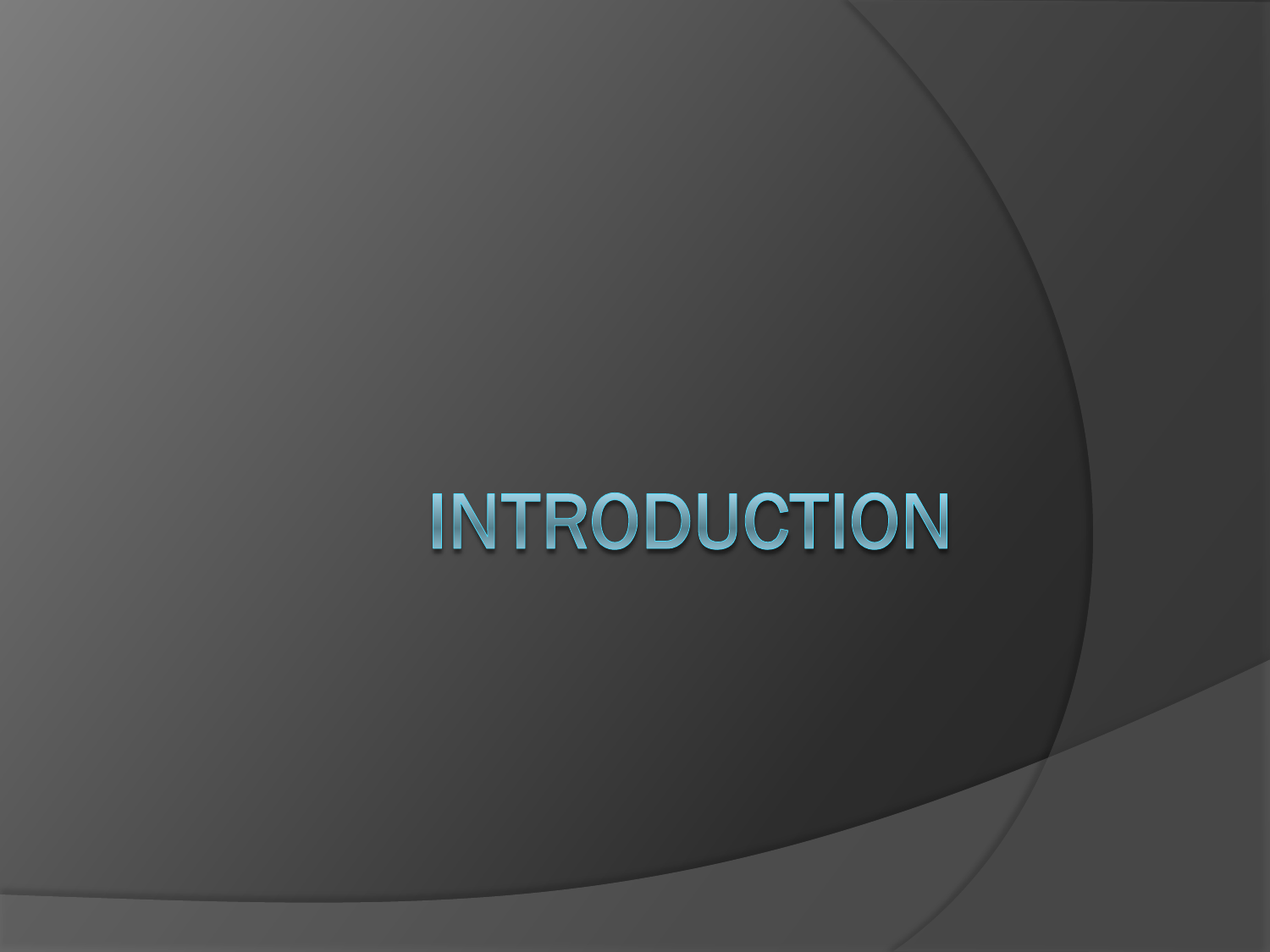# Introduction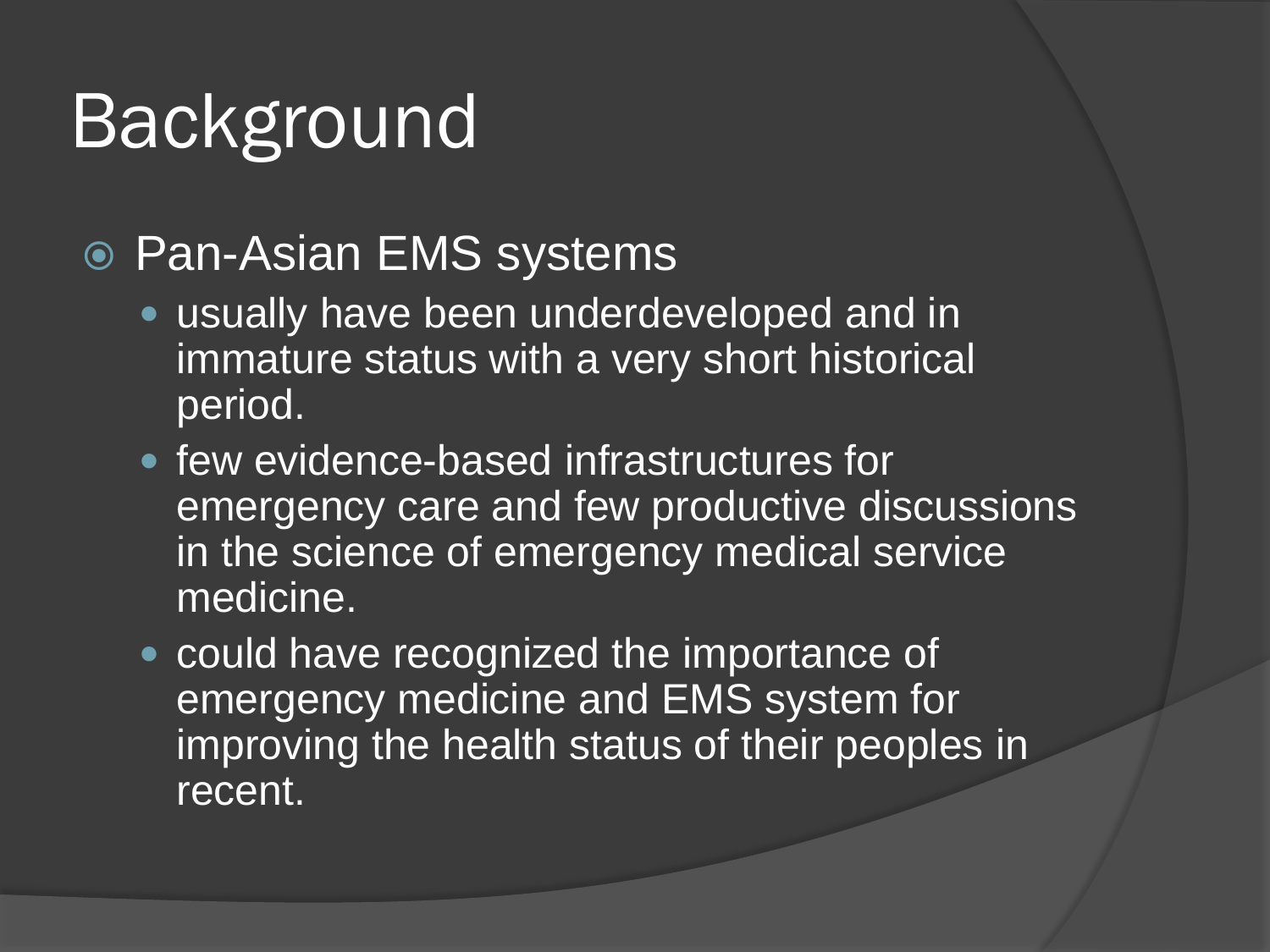# Background

- Pan-Asian EMS systems
  - usually have been underdeveloped and in immature status with a very short historical period.
  - few evidence-based infrastructures for emergency care and few productive discussions in the science of emergency medical service medicine.
  - could have recognized the importance of emergency medicine and EMS system for improving the health status of their peoples in recent.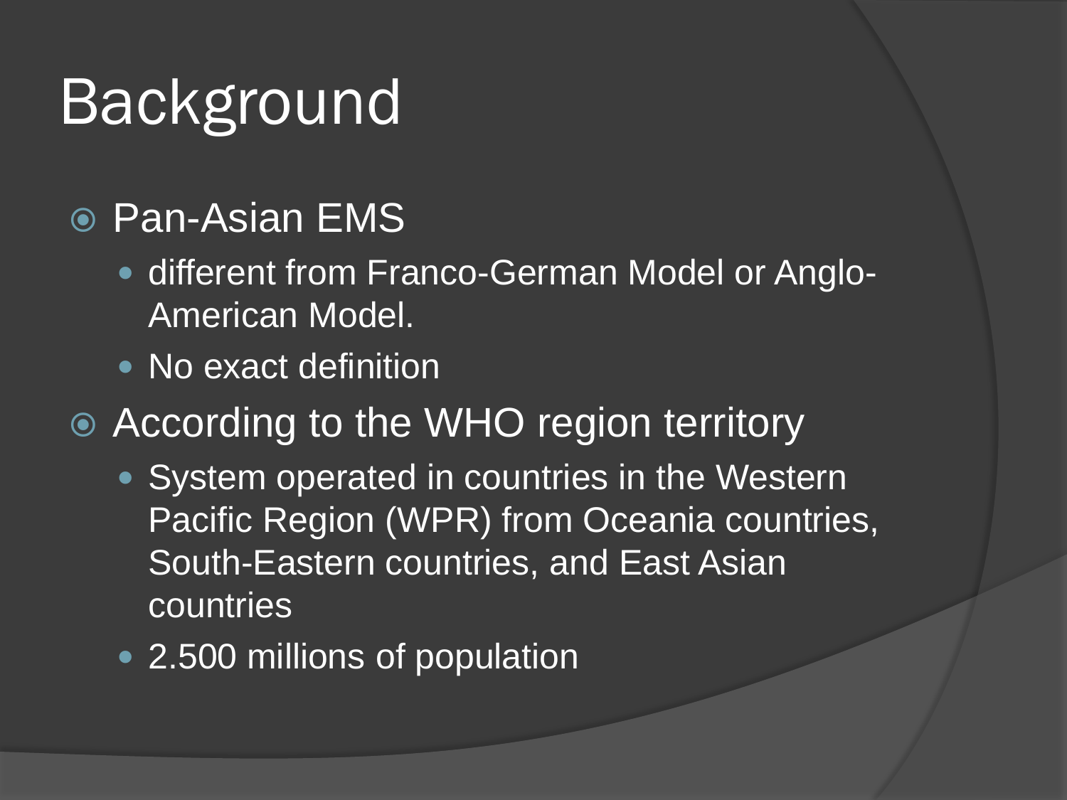# Background

- Pan-Asian EMS
  - different from Franco-German Model or Anglo-American Model.
  - No exact definition
- According to the WHO region territory
  - System operated in countries in the Western Pacific Region (WPR) from Oceania countries, South-Eastern countries, and East Asian countries
  - 2.500 millions of population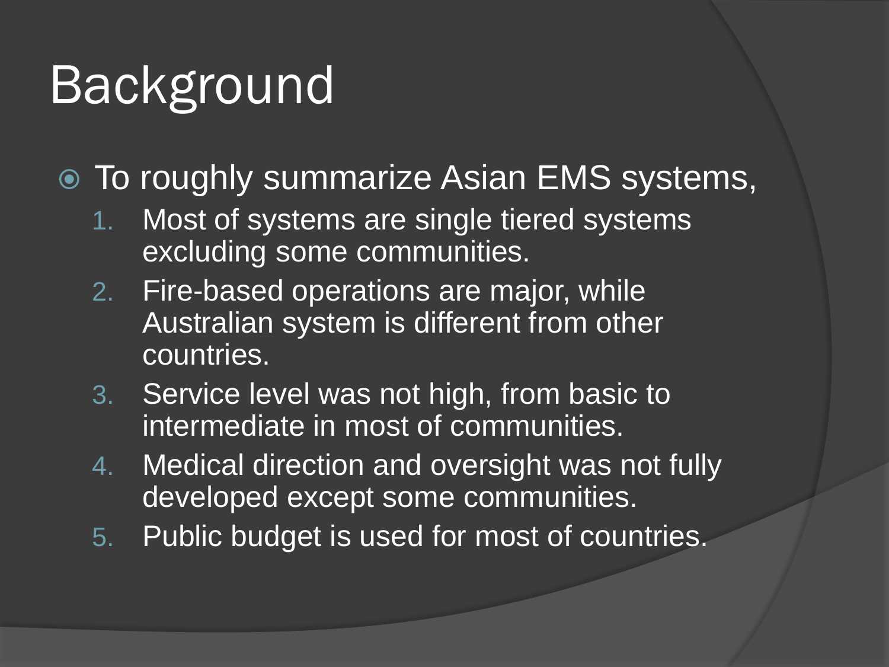# Background

- To roughly summarize Asian EMS systems,
  1. Most of systems are single tiered systems excluding some communities.
  2. Fire-based operations are major, while Australian system is different from other countries.
  3. Service level was not high, from basic to intermediate in most of communities.
  4. Medical direction and oversight was not fully developed except some communities.
  5. Public budget is used for most of countries.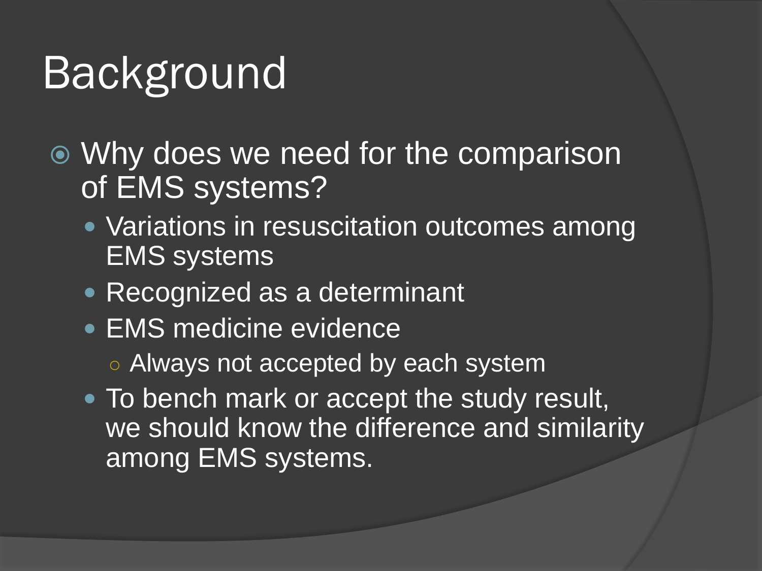# Background

- Why does we need for the comparison of EMS systems?
  - Variations in resuscitation outcomes among EMS systems
  - Recognized as a determinant
  - EMS medicine evidence
    - Always not accepted by each system
  - To bench mark or accept the study result, we should know the difference and similarity among EMS systems.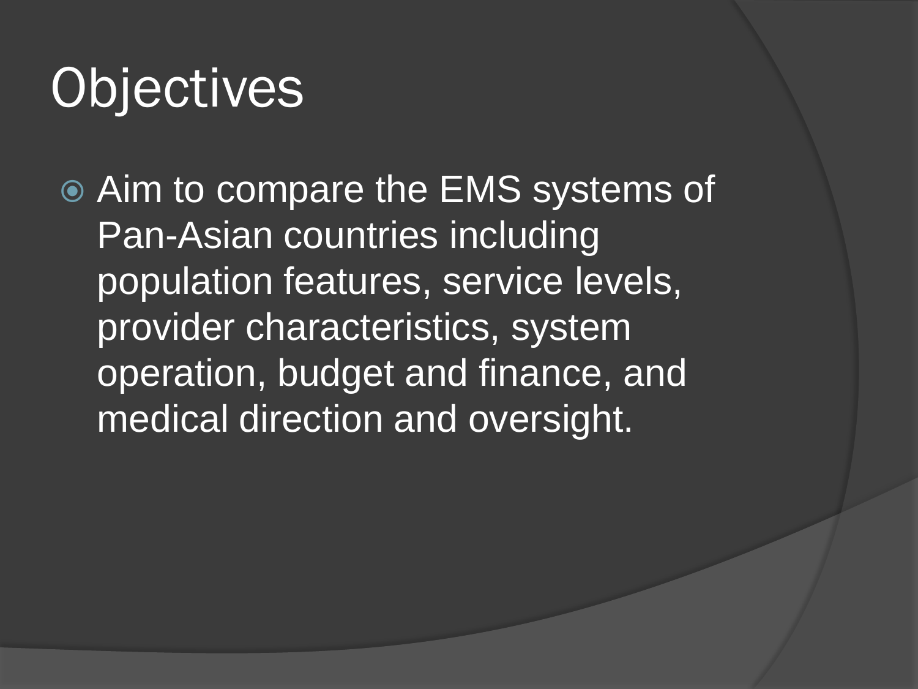# Objectives

- Aim to compare the EMS systems of Pan-Asian countries including population features, service levels, provider characteristics, system operation, budget and finance, and medical direction and oversight.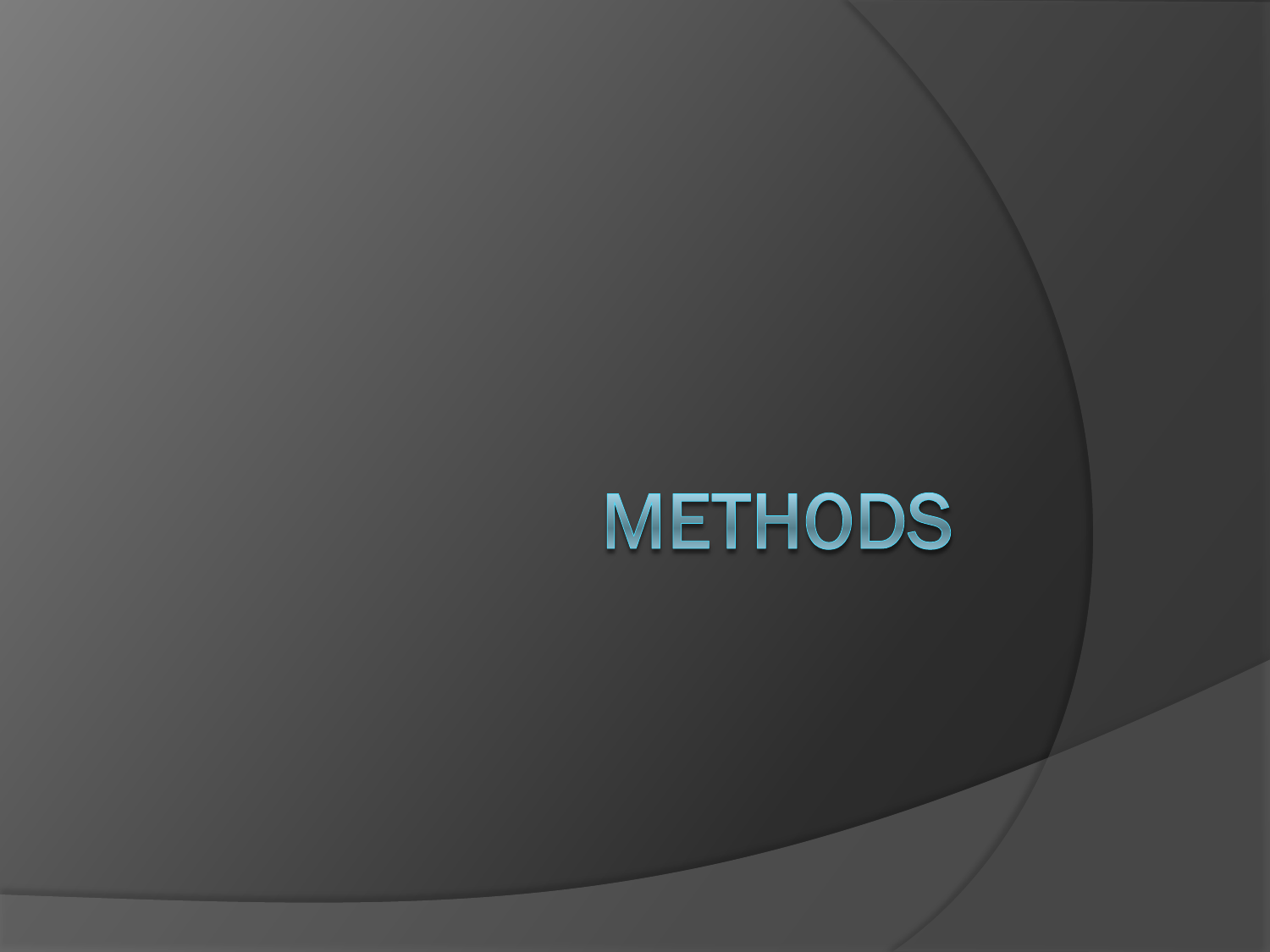# METHODS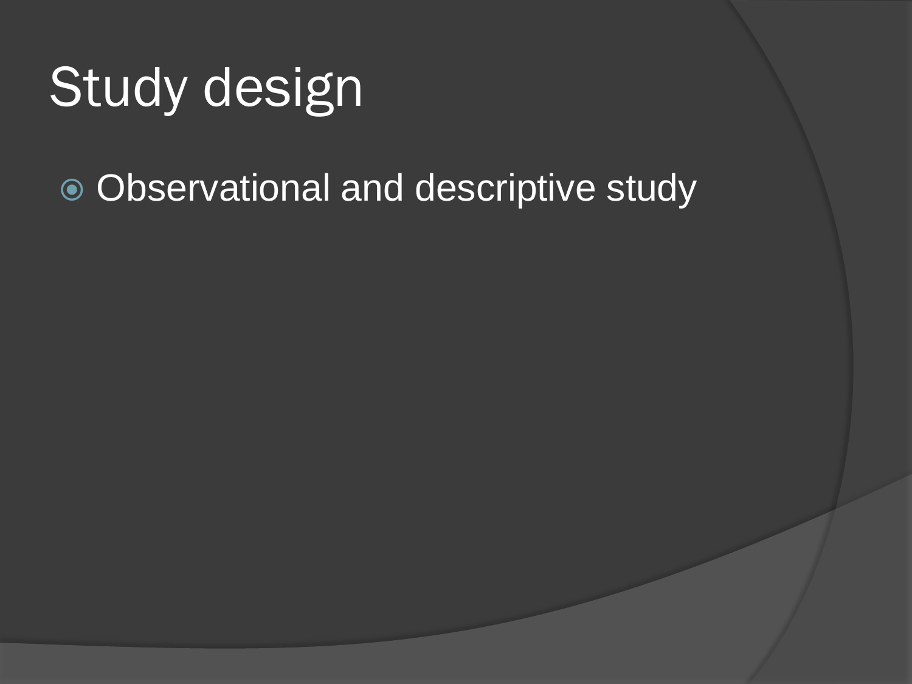# Study design

- Observational and descriptive study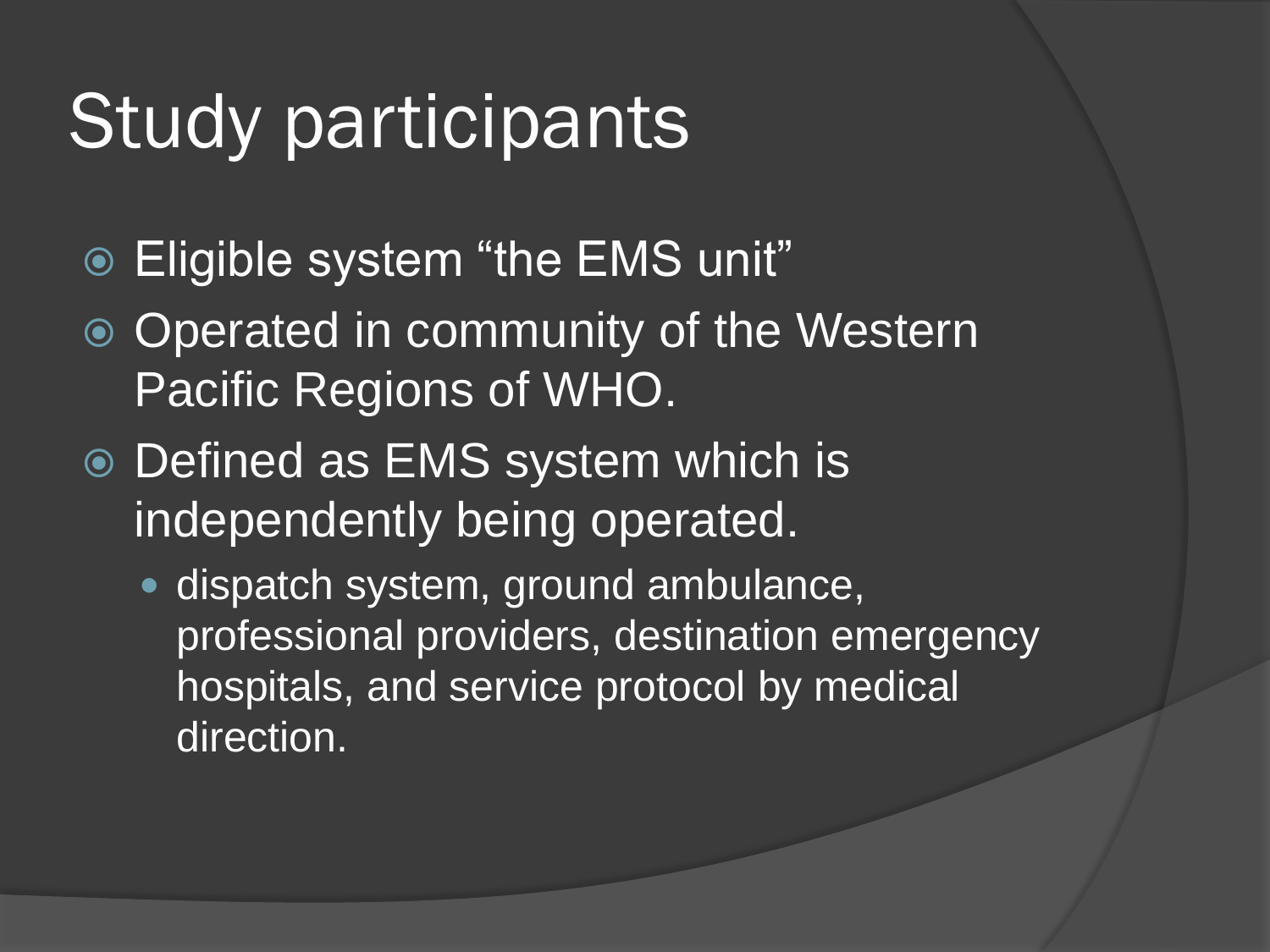# Study participants

- Eligible system “the EMS unit”
- Operated in community of the Western Pacific Regions of WHO.
- Defined as EMS system which is independently being operated.
  - dispatch system, ground ambulance, professional providers, destination emergency hospitals, and service protocol by medical direction.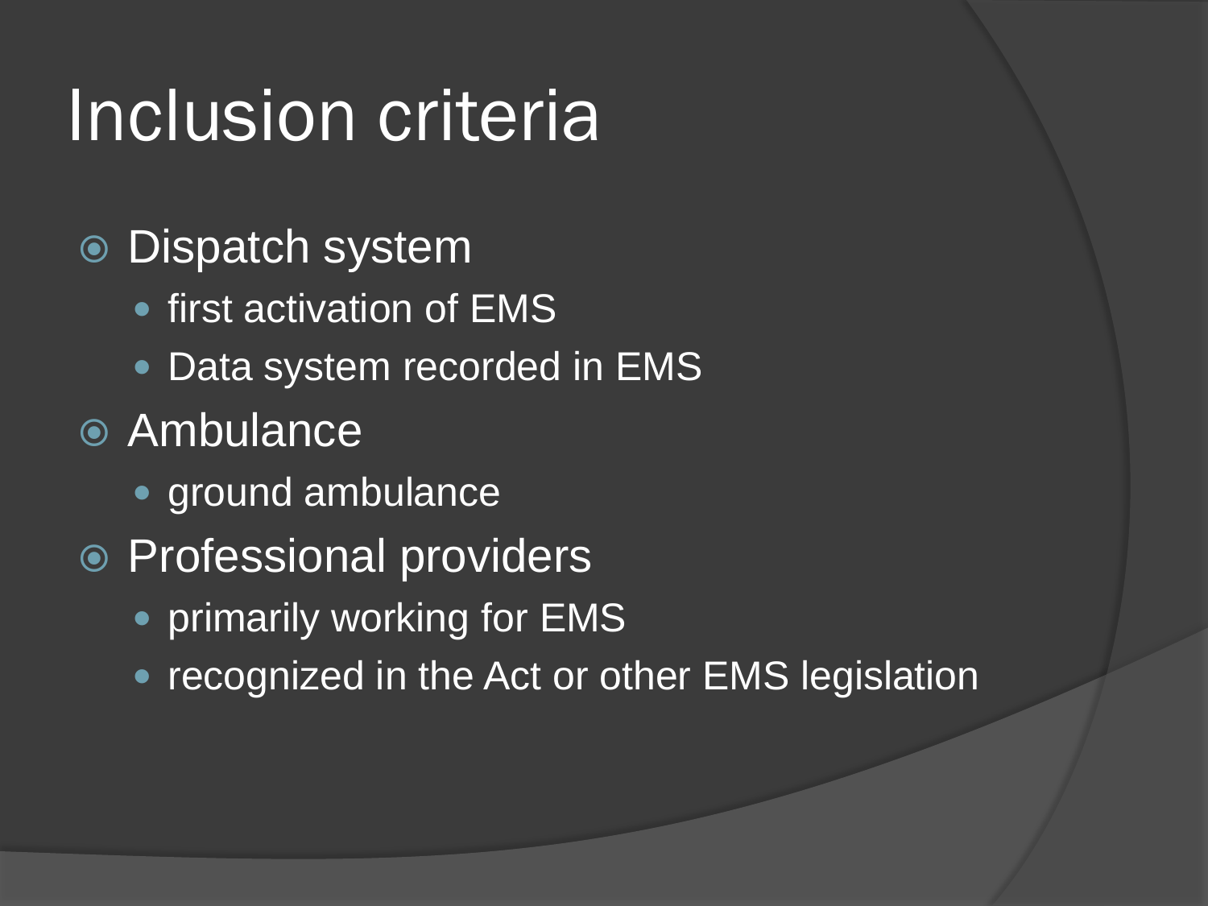# Inclusion criteria

- Dispatch system
  - first activation of EMS
  - Data system recorded in EMS
- Ambulance
  - ground ambulance
- Professional providers
  - primarily working for EMS
  - recognized in the Act or other EMS legislation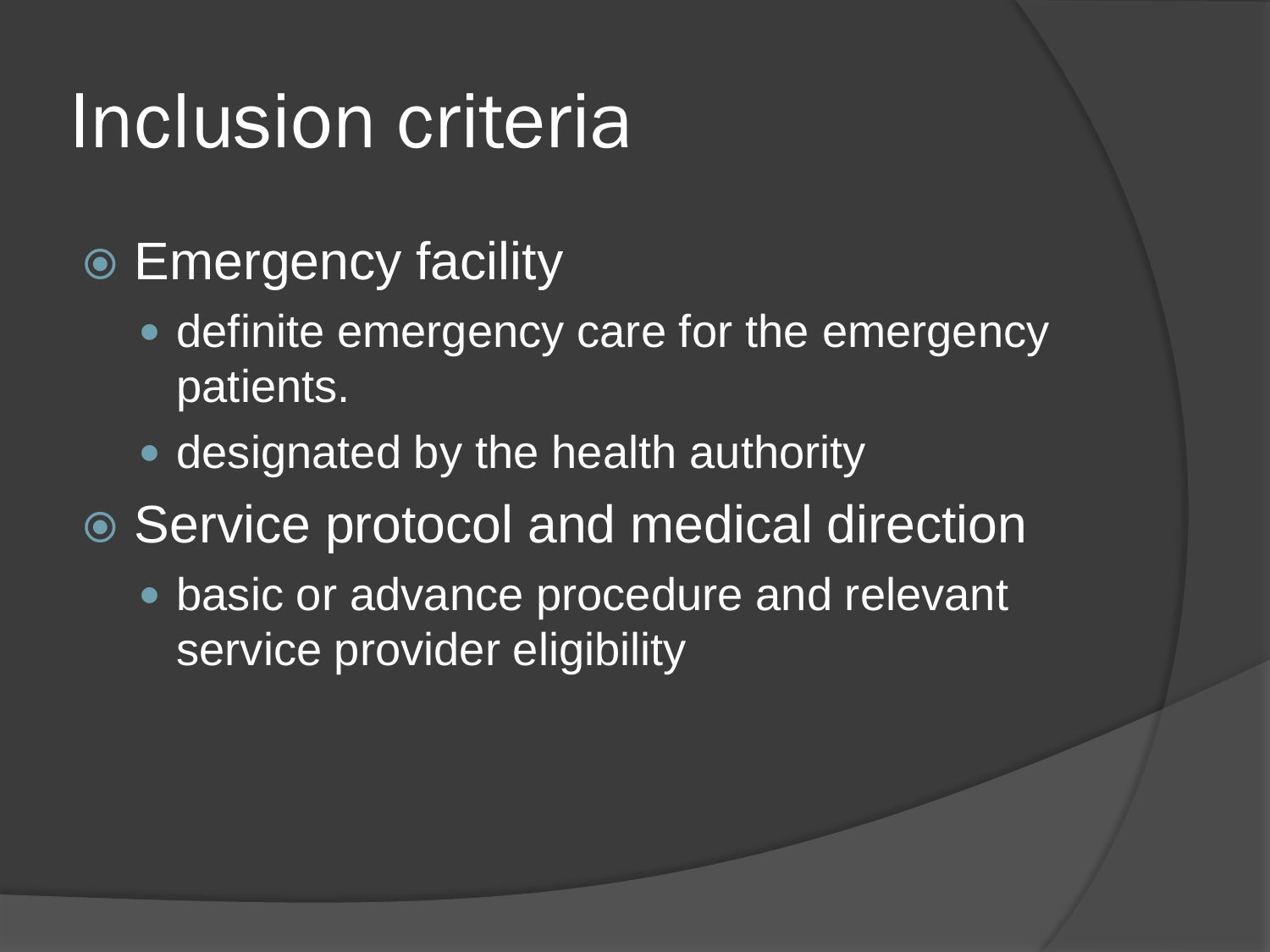# Inclusion criteria

- Emergency facility
  - definite emergency care for the emergency patients.
  - designated by the health authority
- Service protocol and medical direction
  - basic or advance procedure and relevant service provider eligibility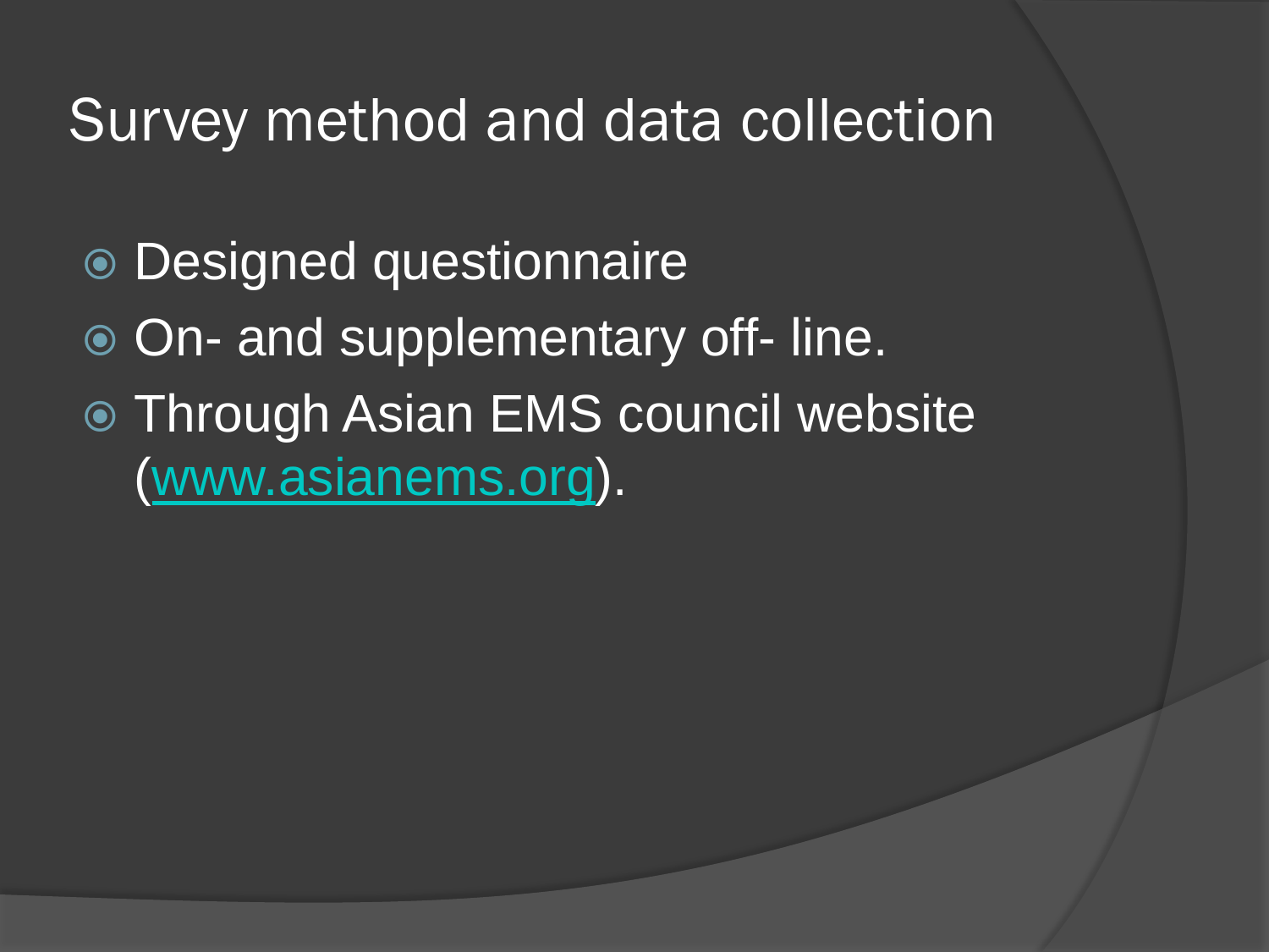# Survey method and data collection

- Designed questionnaire
- On- and supplementary off- line.
- Through Asian EMS council website (www.asianems.org).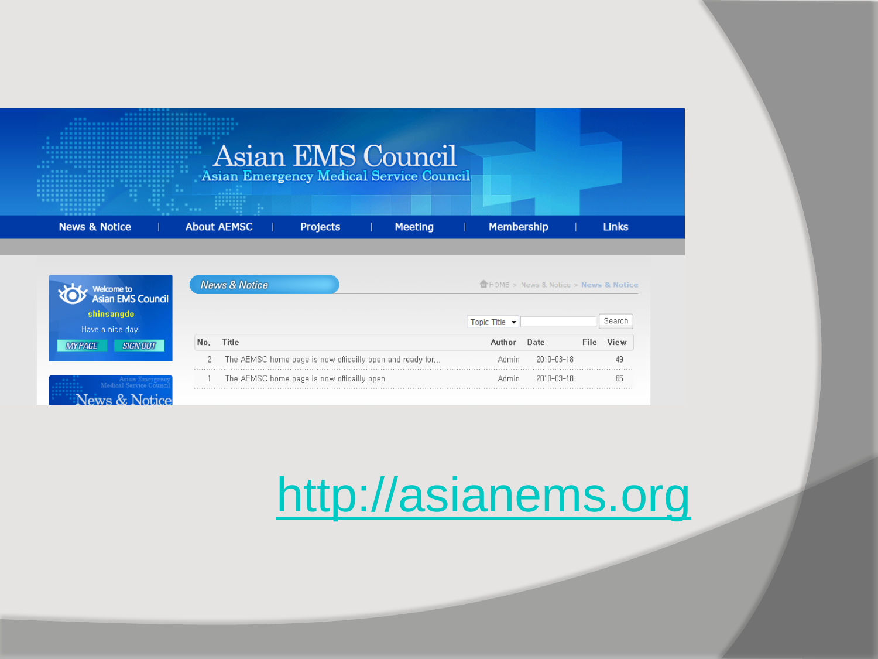# Asian EMS Council

Asian Emergency Medical Service Council

News & Notice | About AEMSC | Projects | Meeting | Membership | Links

Welcome to Asian EMS Council

shinsangdo

Have a nice day!

MY PAGE SIGN OUT

## News & Notice

HOME > News & Notice > News & Notice

Topic Title | Search

| No. | Title | Author | Date | File | View |
|---|---|---|---|---|---|
| 2 | The AEMSC home page is now officailly open and ready for... | Admin | 2010-03-18 | | 49 |
| 1 | The AEMSC home page is now officailly open | Admin | 2010-03-18 | | 65 |

Asian Emergency Medical Service Council

News & Notice

http://asianems.org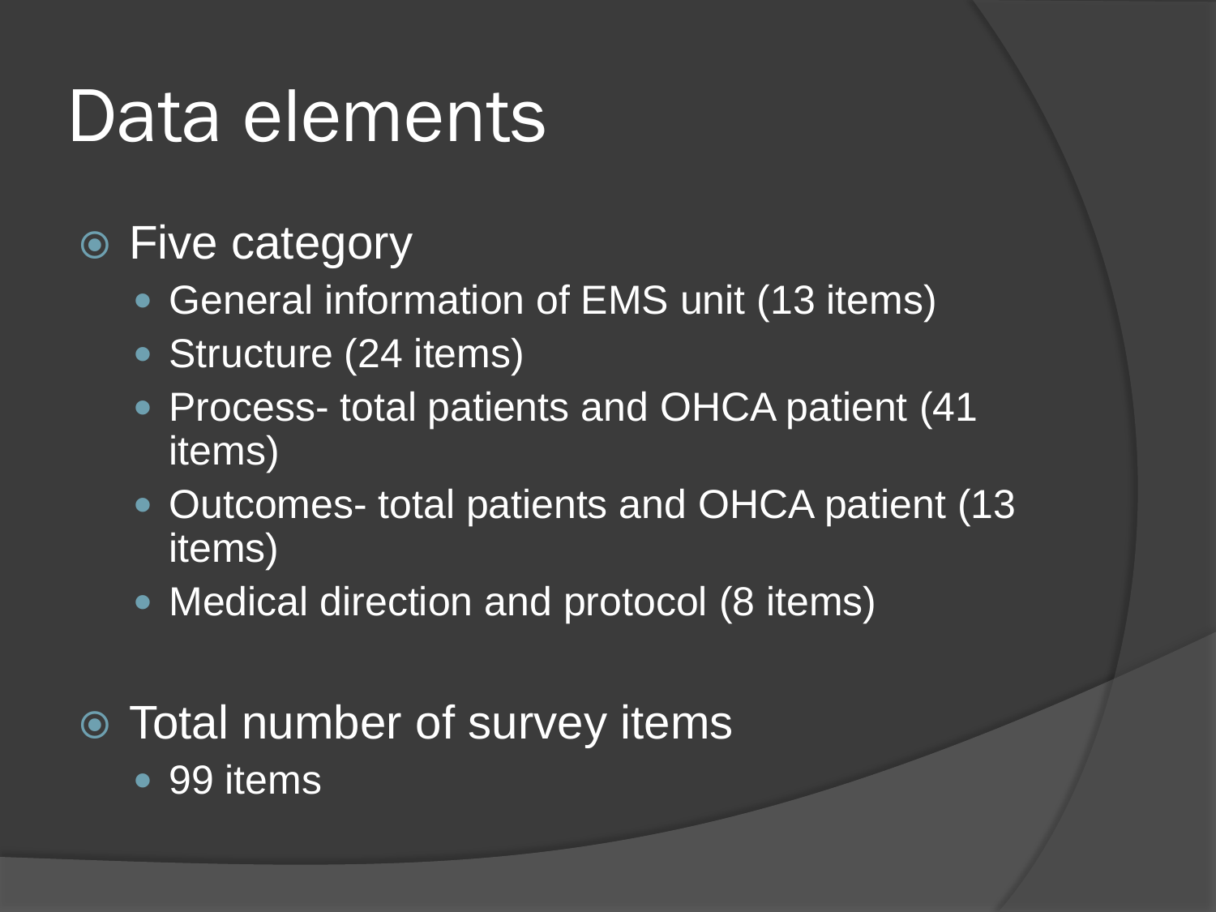# Data elements

- Five category
  - General information of EMS unit (13 items)
  - Structure (24 items)
  - Process- total patients and OHCA patient (41 items)
  - Outcomes- total patients and OHCA patient (13 items)
  - Medical direction and protocol (8 items)

- Total number of survey items
  - 99 items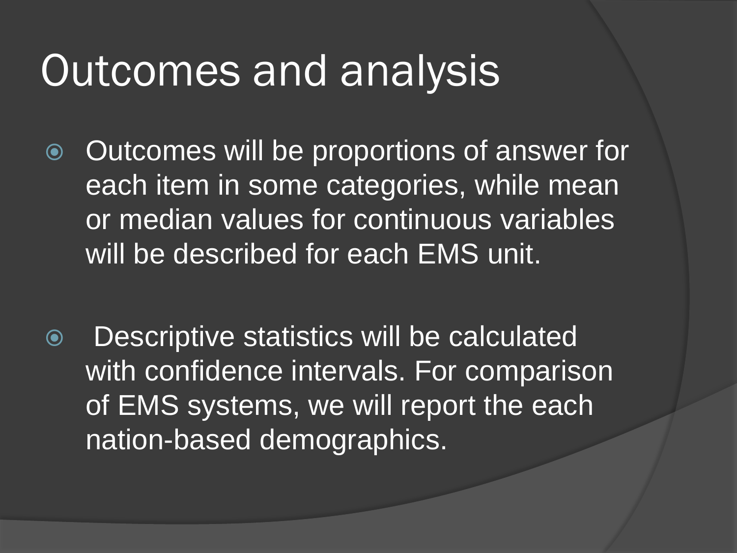# Outcomes and analysis

- Outcomes will be proportions of answer for each item in some categories, while mean or median values for continuous variables will be described for each EMS unit.
- Descriptive statistics will be calculated with confidence intervals. For comparison of EMS systems, we will report the each nation-based demographics.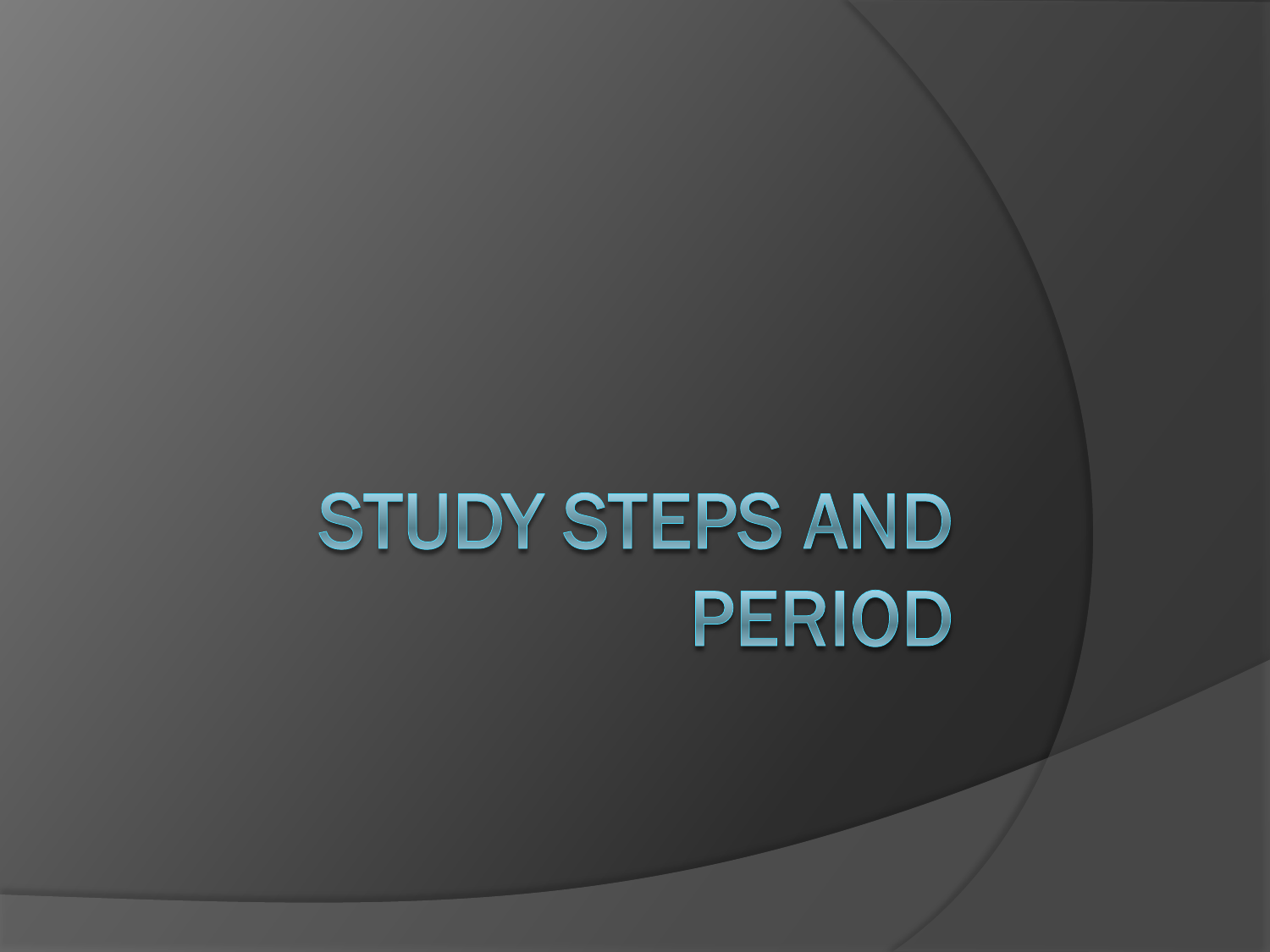# STUDY STEPS AND PERIOD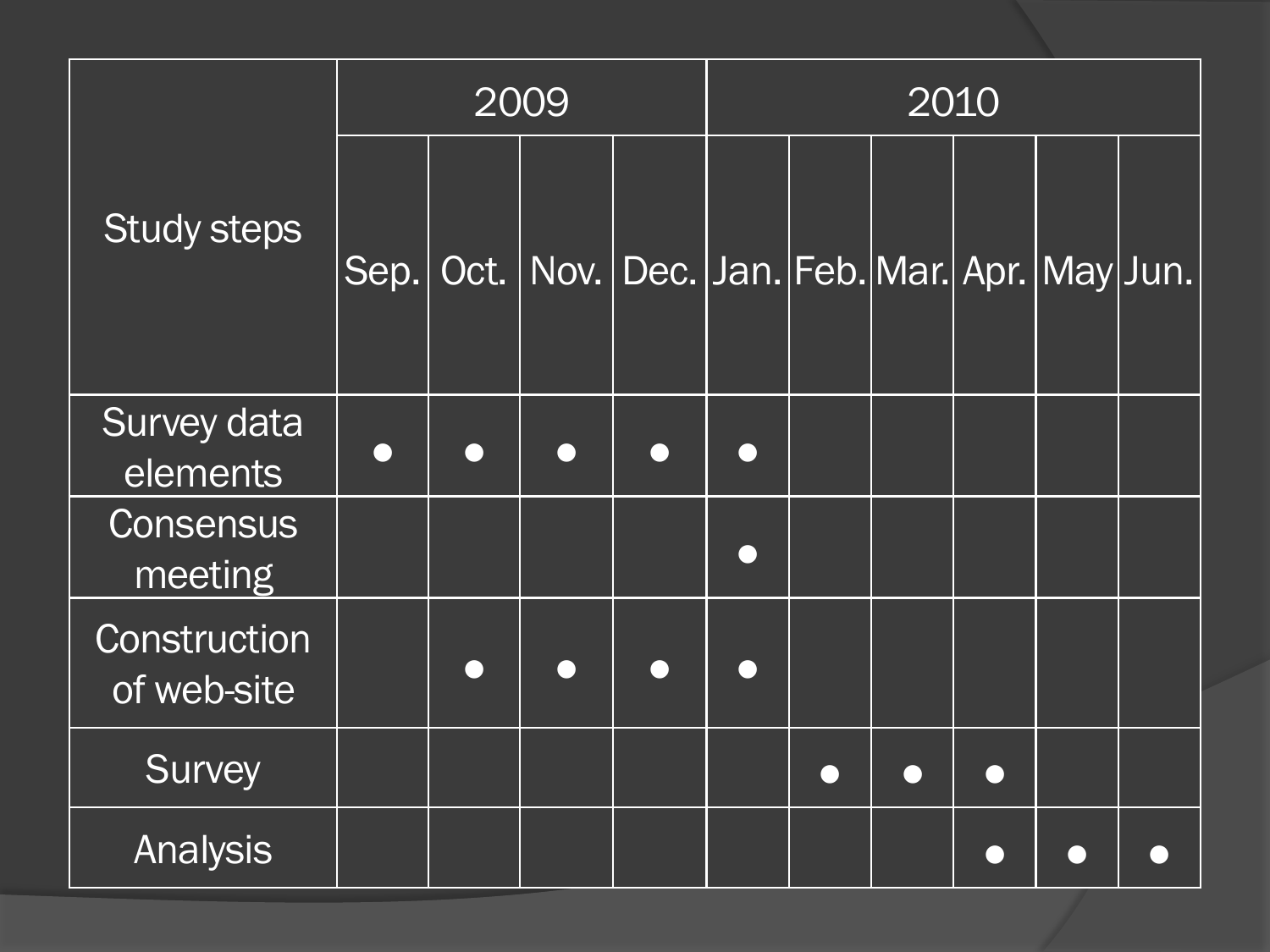| Study steps | 2009 | | | | 2010 | | | | | |
|---|---|---|---|---|---|---|---|---|---|---|
| | Sep. | Oct. | Nov. | Dec. | Jan. | Feb. | Mar. | Apr. | May | Jun. |
| Survey data elements | ● | ● | ● | ● | ● | | | | | |
| Consensus meeting | | | | | ● | | | | | |
| Construction of web-site | | ● | ● | ● | ● | | | | | |
| Survey | | | | | | ● | ● | ● | | |
| Analysis | | | | | | | | ● | ● | ● |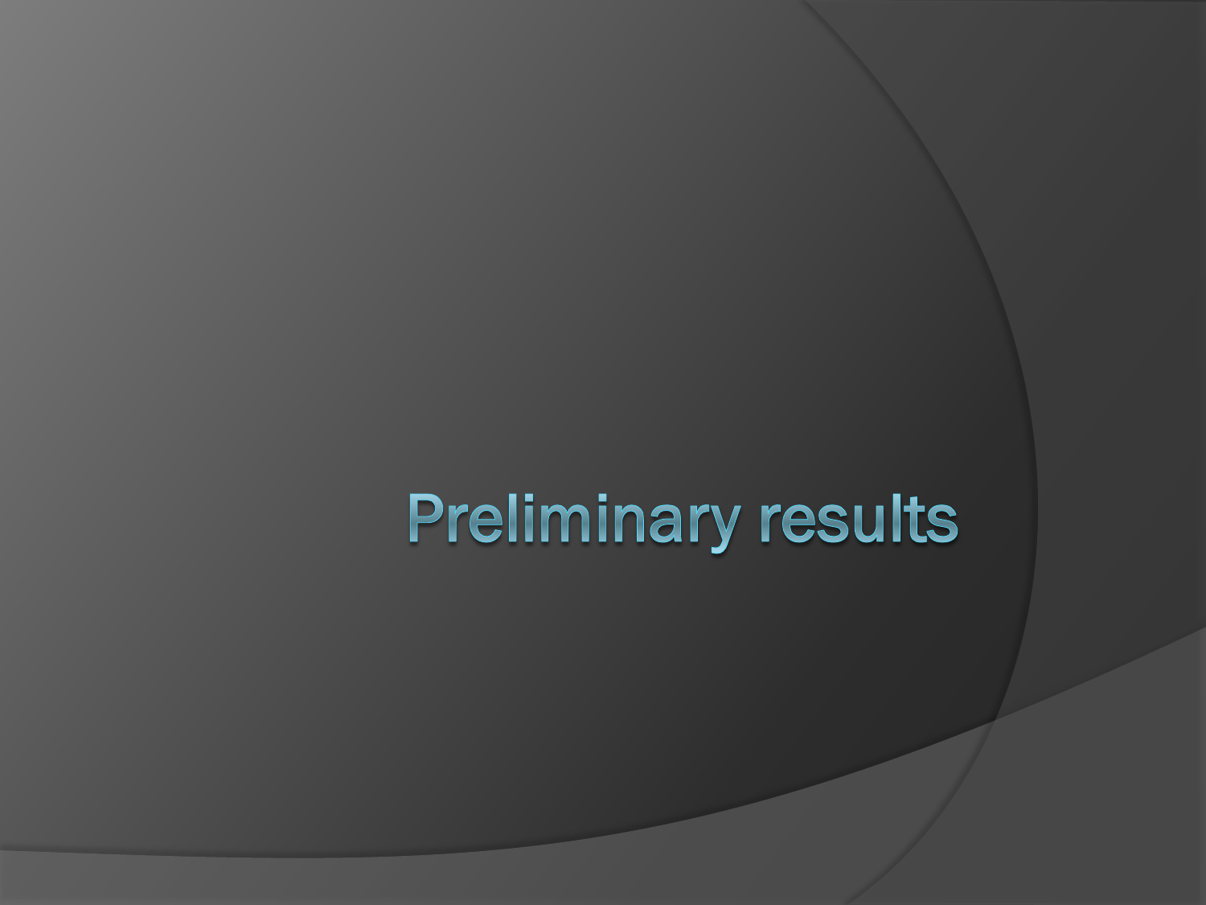# Preliminary results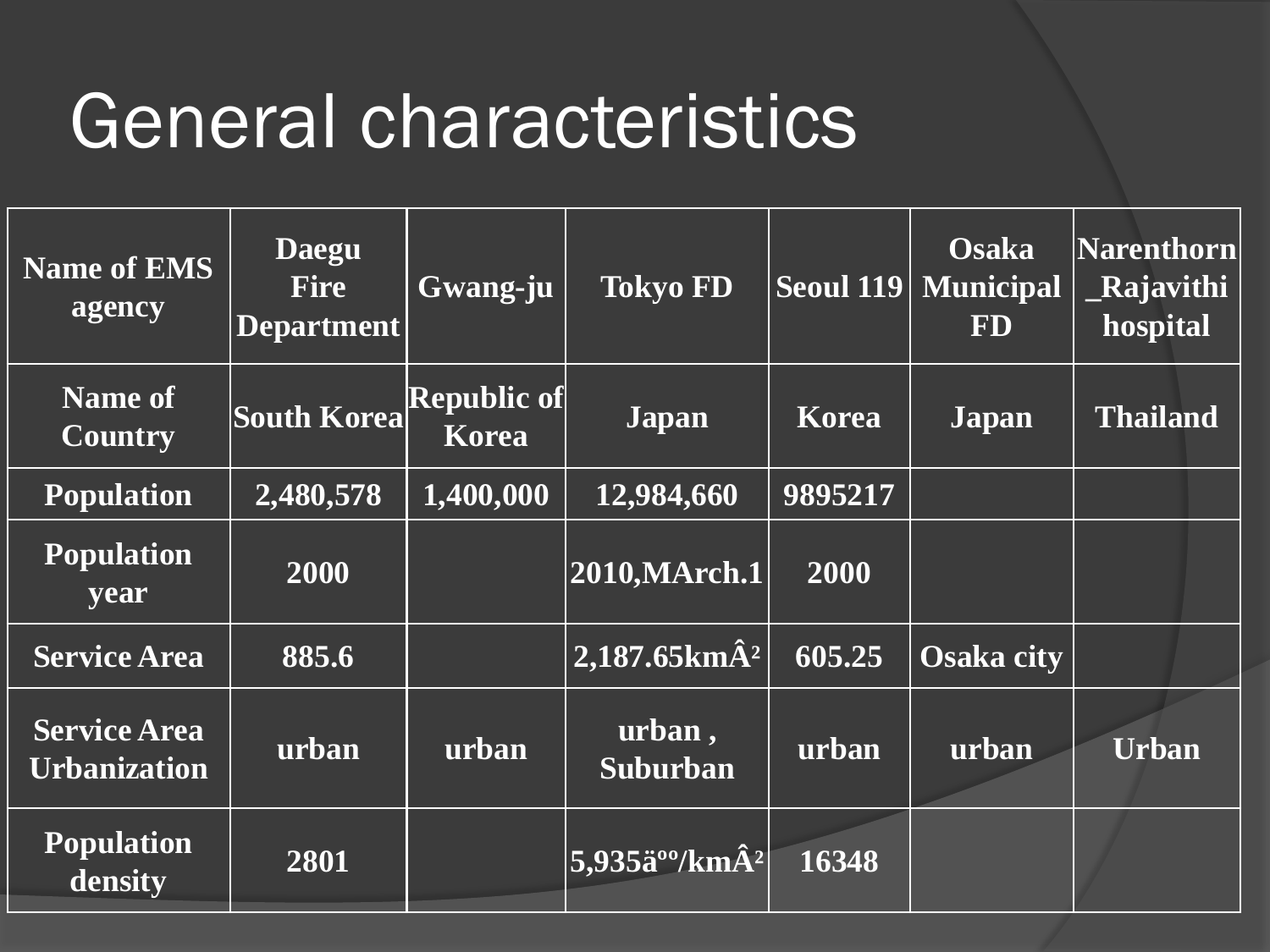# General characteristics

| Name of EMS agency | Daegu Fire Department | Gwang-ju | Tokyo FD | Seoul 119 | Osaka Municipal FD | Narenthorn _Rajavithi hospital |
|---|---|---|---|---|---|---|
| Name of Country | South Korea | Republic of Korea | Japan | Korea | Japan | Thailand |
| Population | 2,480,578 | 1,400,000 | 12,984,660 | 9895217 | | |
| Population year | 2000 | | 2010,MArch.1 | 2000 | | |
| Service Area | 885.6 | | 2,187.65kmÂ² | 605.25 | Osaka city | |
| Service Area Urbanization | urban | urban | urban , Suburban | urban | urban | Urban |
| Population density | 2801 | | 5,935äºº/kmÂ² | 16348 | | |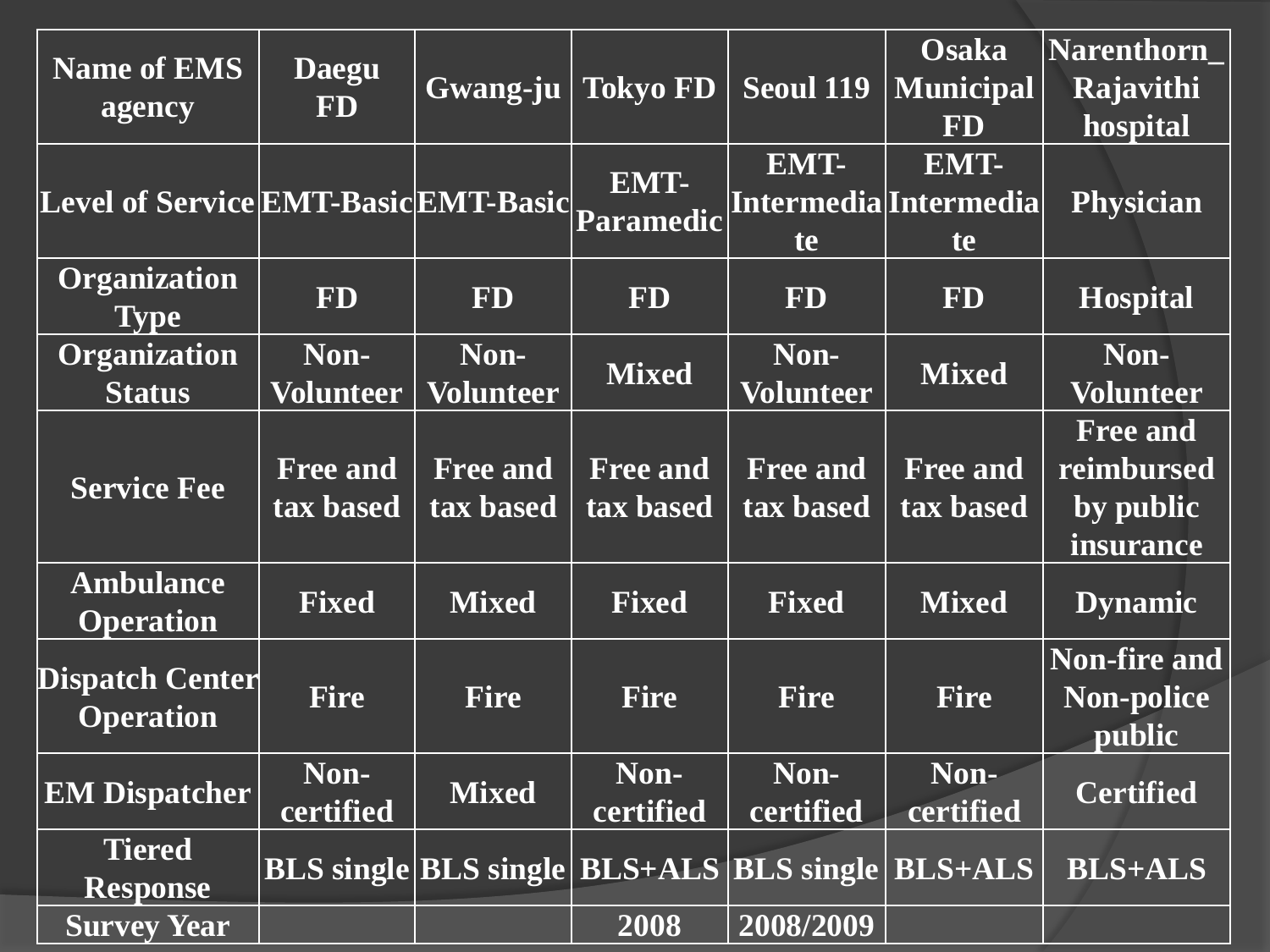| Name of EMS agency | Daegu FD | Gwang-ju | Tokyo FD | Seoul 119 | Osaka Municipal FD | Narenthorn_ Rajavithi hospital |
|---|---|---|---|---|---|---|
| Level of Service | EMT-Basic | EMT-Basic | EMT-Paramedic | EMT-Intermediate | EMT-Intermediate | Physician |
| Organization Type | FD | FD | FD | FD | FD | Hospital |
| Organization Status | Non-Volunteer | Non-Volunteer | Mixed | Non-Volunteer | Mixed | Non-Volunteer |
| Service Fee | Free and tax based | Free and tax based | Free and tax based | Free and tax based | Free and tax based | Free and reimbursed by public insurance |
| Ambulance Operation | Fixed | Mixed | Fixed | Fixed | Mixed | Dynamic |
| Dispatch Center Operation | Fire | Fire | Fire | Fire | Fire | Non-fire and Non-police public |
| EM Dispatcher | Non-certified | Mixed | Non-certified | Non-certified | Non-certified | Certified |
| Tiered Response | BLS single | BLS single | BLS+ALS | BLS single | BLS+ALS | BLS+ALS |
| Survey Year | | | 2008 | 2008/2009 | | |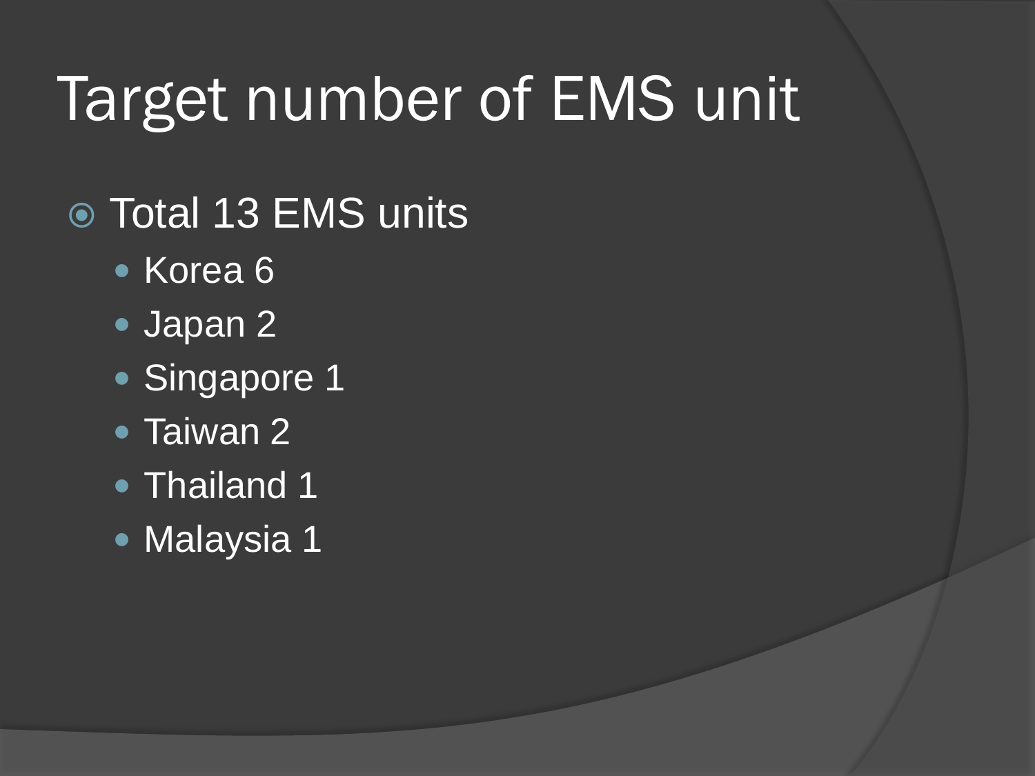# Target number of EMS unit

- Total 13 EMS units
  - Korea 6
  - Japan 2
  - Singapore 1
  - Taiwan 2
  - Thailand 1
  - Malaysia 1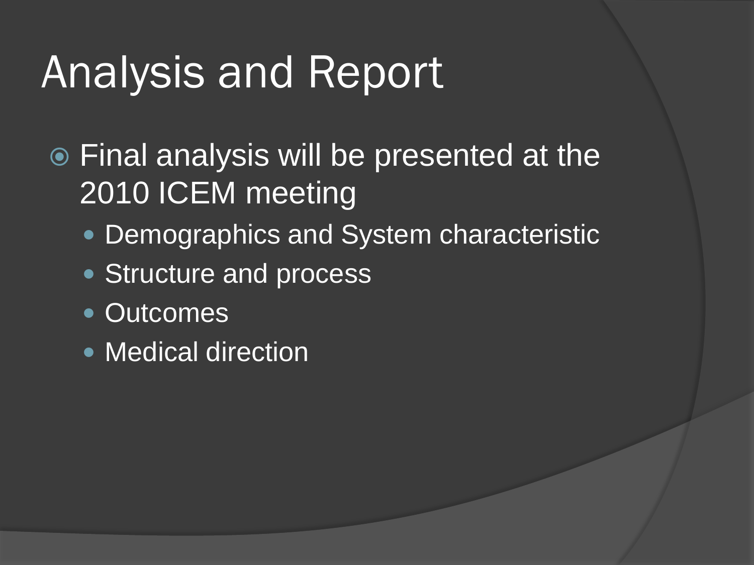# Analysis and Report

- Final analysis will be presented at the 2010 ICEM meeting
  - Demographics and System characteristic
  - Structure and process
  - Outcomes
  - Medical direction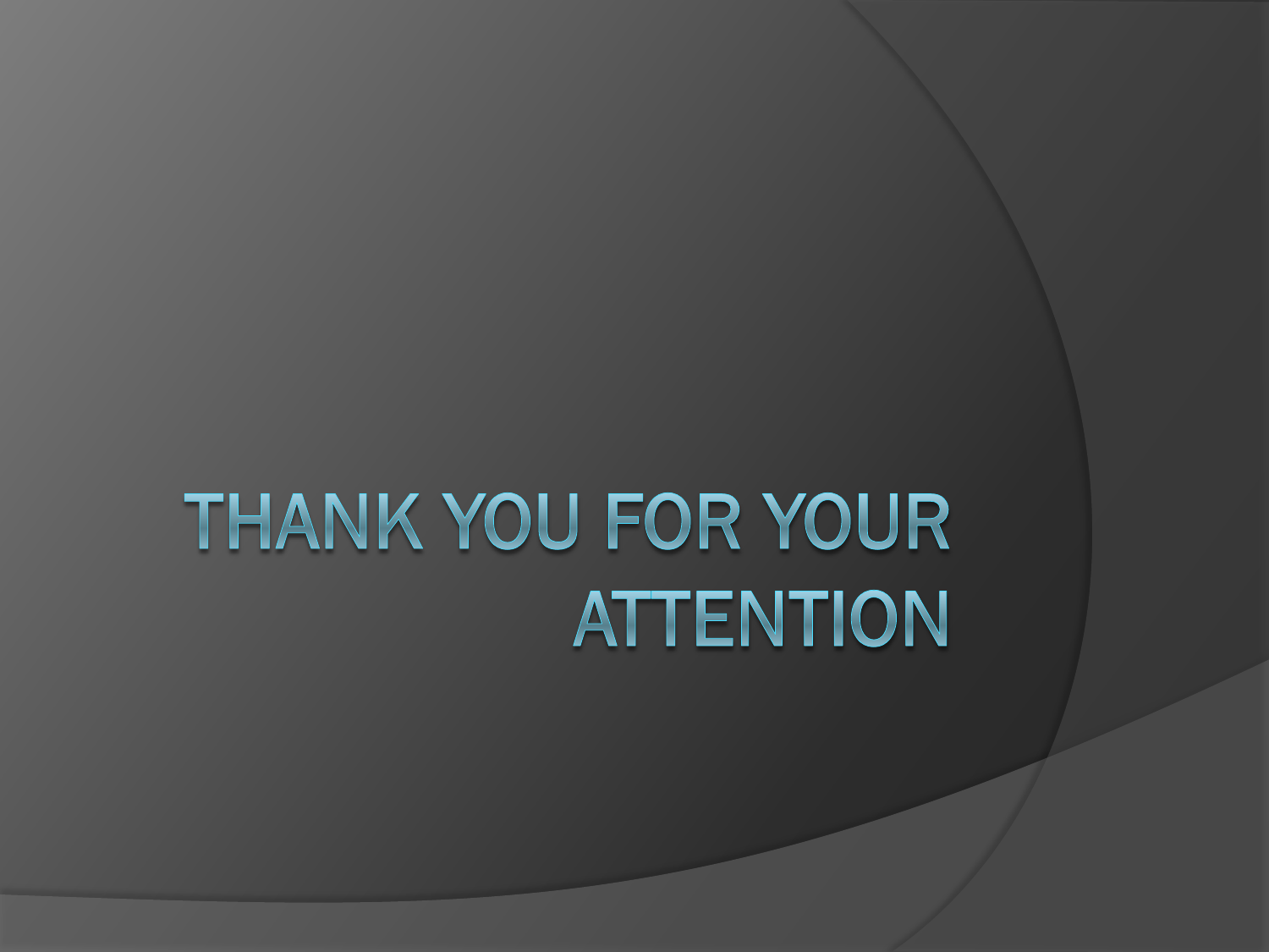# THANK YOU FOR YOUR ATTENTION